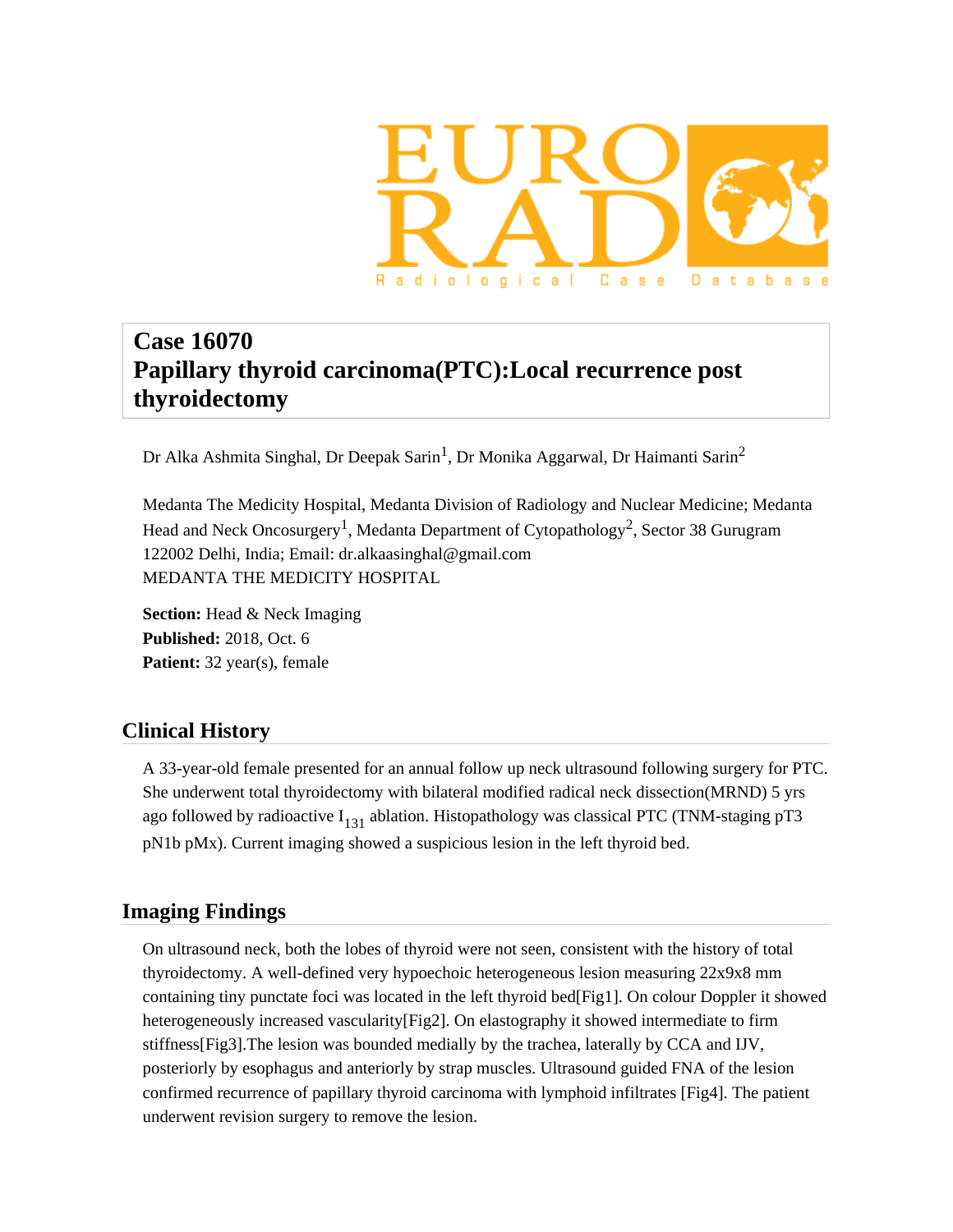# Case 16070
# Papillary thyroid carcinoma(PTC):Local recurrence post thyroidectomy

Dr Alka Ashmita Singhal, Dr Deepak Sarin[1], Dr Monika Aggarwal, Dr Haimanti Sarin[2]

Medanta The Medicity Hospital, Medanta Division of Radiology and Nuclear Medicine; Medanta Head and Neck Oncosurgery[1], Medanta Department of Cytopathology[2], Sector 38 Gurugram 122002 Delhi, India; Email: dr.alkaasinghal@gmail.com
MEDANTA THE MEDICITY HOSPITAL

**Section:** Head & Neck Imaging
**Published:** 2018, Oct. 6
**Patient:** 32 year(s), female

## Clinical History

A 33-year-old female presented for an annual follow up neck ultrasound following surgery for PTC. She underwent total thyroidectomy with bilateral modified radical neck dissection(MRND) 5 yrs ago followed by radioactive $I_{131}$ ablation. Histopathology was classical PTC (TNM-staging pT3 pN1b pMx). Current imaging showed a suspicious lesion in the left thyroid bed.

## Imaging Findings

On ultrasound neck, both the lobes of thyroid were not seen, consistent with the history of total thyroidectomy. A well-defined very hypoechoic heterogeneous lesion measuring 22x9x8 mm containing tiny punctate foci was located in the left thyroid bed[Fig1]. On colour Doppler it showed heterogeneously increased vascularity[Fig2]. On elastography it showed intermediate to firm stiffness[Fig3].The lesion was bounded medially by the trachea, laterally by CCA and IJV, posteriorly by esophagus and anteriorly by strap muscles. Ultrasound guided FNA of the lesion confirmed recurrence of papillary thyroid carcinoma with lymphoid infiltrates [Fig4]. The patient underwent revision surgery to remove the lesion.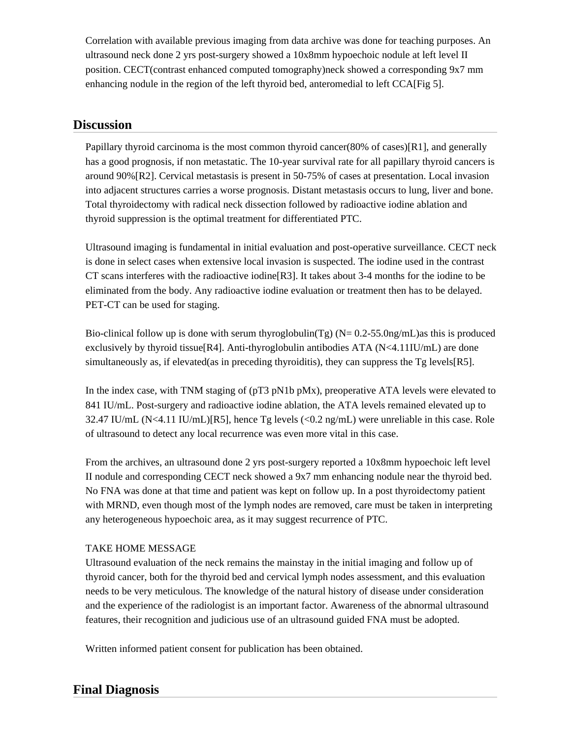Correlation with available previous imaging from data archive was done for teaching purposes. An ultrasound neck done 2 yrs post-surgery showed a 10x8mm hypoechoic nodule at left level II position. CECT(contrast enhanced computed tomography)neck showed a corresponding 9x7 mm enhancing nodule in the region of the left thyroid bed, anteromedial to left CCA[Fig 5].

## Discussion

Papillary thyroid carcinoma is the most common thyroid cancer(80% of cases)[R1], and generally has a good prognosis, if non metastatic. The 10-year survival rate for all papillary thyroid cancers is around 90%[R2]. Cervical metastasis is present in 50-75% of cases at presentation. Local invasion into adjacent structures carries a worse prognosis. Distant metastasis occurs to lung, liver and bone. Total thyroidectomy with radical neck dissection followed by radioactive iodine ablation and thyroid suppression is the optimal treatment for differentiated PTC.

Ultrasound imaging is fundamental in initial evaluation and post-operative surveillance. CECT neck is done in select cases when extensive local invasion is suspected. The iodine used in the contrast CT scans interferes with the radioactive iodine[R3]. It takes about 3-4 months for the iodine to be eliminated from the body. Any radioactive iodine evaluation or treatment then has to be delayed. PET-CT can be used for staging.

Bio-clinical follow up is done with serum thyroglobulin(Tg) (N= 0.2-55.0ng/mL)as this is produced exclusively by thyroid tissue[R4]. Anti-thyroglobulin antibodies ATA (N<4.11IU/mL) are done simultaneously as, if elevated(as in preceding thyroiditis), they can suppress the Tg levels[R5].

In the index case, with TNM staging of (pT3 pN1b pMx), preoperative ATA levels were elevated to 841 IU/mL. Post-surgery and radioactive iodine ablation, the ATA levels remained elevated up to 32.47 IU/mL (N<4.11 IU/mL)[R5], hence Tg levels (<0.2 ng/mL) were unreliable in this case. Role of ultrasound to detect any local recurrence was even more vital in this case.

From the archives, an ultrasound done 2 yrs post-surgery reported a 10x8mm hypoechoic left level II nodule and corresponding CECT neck showed a 9x7 mm enhancing nodule near the thyroid bed. No FNA was done at that time and patient was kept on follow up. In a post thyroidectomy patient with MRND, even though most of the lymph nodes are removed, care must be taken in interpreting any heterogeneous hypoechoic area, as it may suggest recurrence of PTC.

TAKE HOME MESSAGE
Ultrasound evaluation of the neck remains the mainstay in the initial imaging and follow up of thyroid cancer, both for the thyroid bed and cervical lymph nodes assessment, and this evaluation needs to be very meticulous. The knowledge of the natural history of disease under consideration and the experience of the radiologist is an important factor. Awareness of the abnormal ultrasound features, their recognition and judicious use of an ultrasound guided FNA must be adopted.

Written informed patient consent for publication has been obtained.

## Final Diagnosis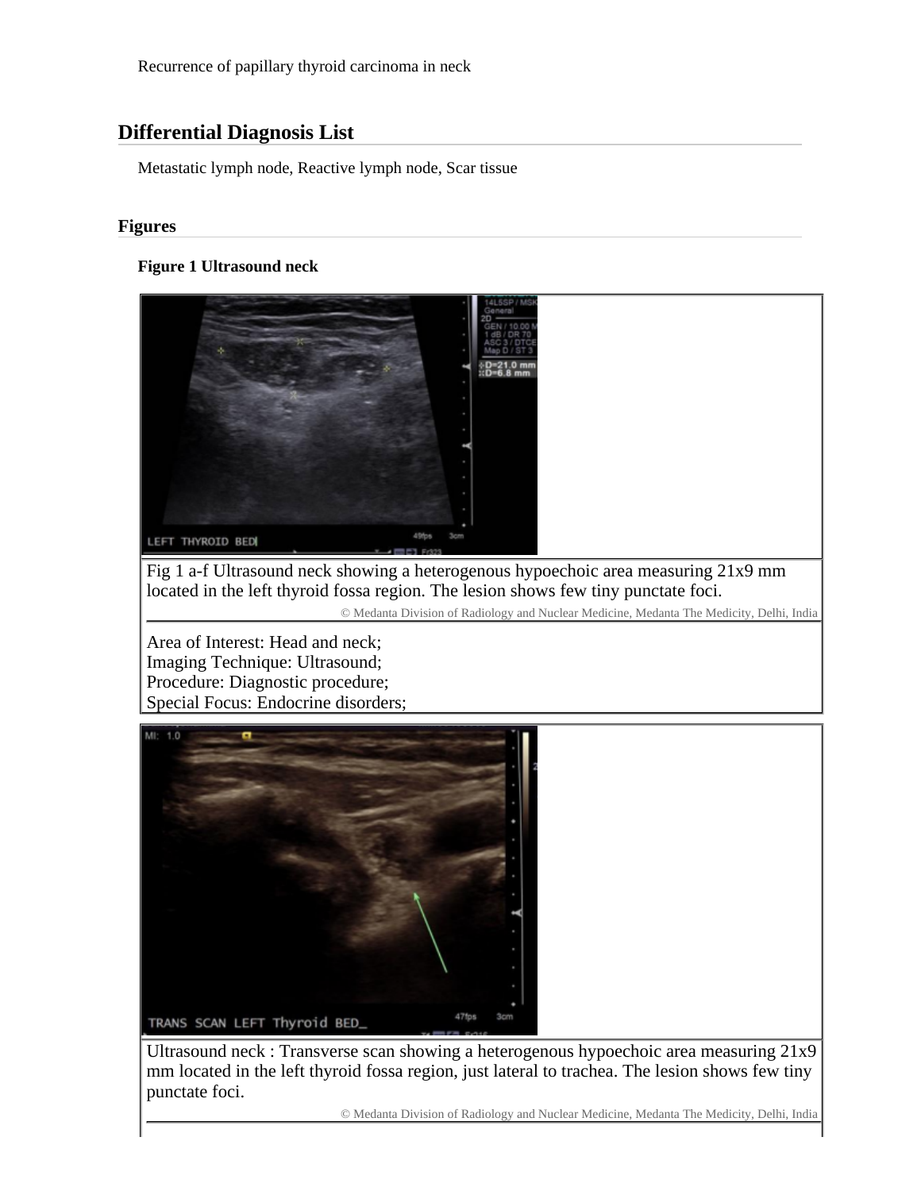Recurrence of papillary thyroid carcinoma in neck

## Differential Diagnosis List

Metastatic lymph node, Reactive lymph node, Scar tissue

## Figures

### Figure 1 Ultrasound neck

Fig 1 a-f Ultrasound neck showing a heterogenous hypoechoic area measuring 21x9 mm located in the left thyroid fossa region. The lesion shows few tiny punctate foci.

© Medanta Division of Radiology and Nuclear Medicine, Medanta The Medicity, Delhi, India

Area of Interest: Head and neck;
Imaging Technique: Ultrasound;
Procedure: Diagnostic procedure;
Special Focus: Endocrine disorders;

Ultrasound neck : Transverse scan showing a heterogenous hypoechoic area measuring 21x9 mm located in the left thyroid fossa region, just lateral to trachea. The lesion shows few tiny punctate foci.

© Medanta Division of Radiology and Nuclear Medicine, Medanta The Medicity, Delhi, India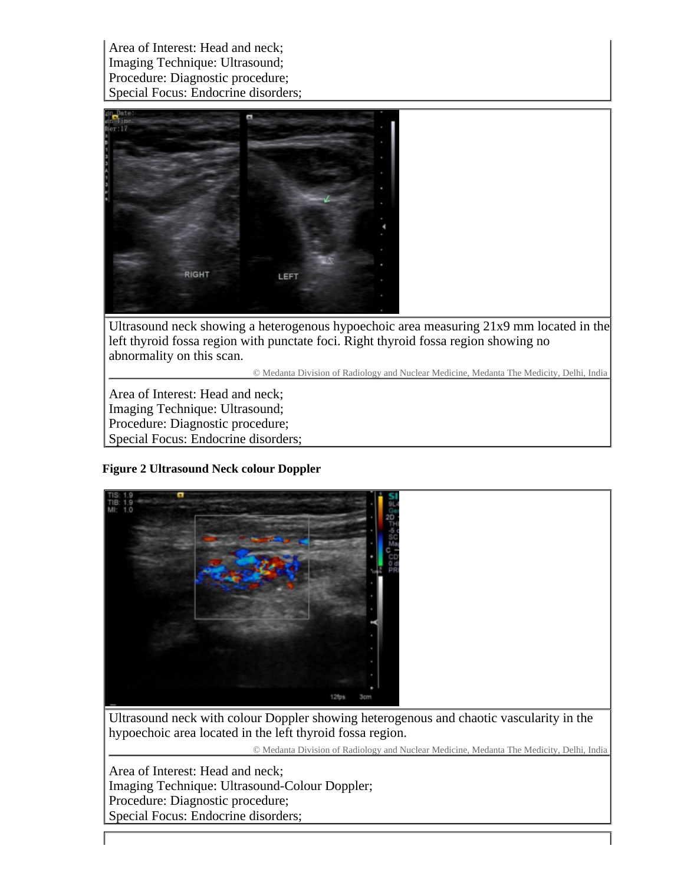Area of Interest: Head and neck;
Imaging Technique: Ultrasound;
Procedure: Diagnostic procedure;
Special Focus: Endocrine disorders;

Ultrasound neck showing a heterogenous hypoechoic area measuring 21x9 mm located in the left thyroid fossa region with punctate foci. Right thyroid fossa region showing no abnormality on this scan.

© Medanta Division of Radiology and Nuclear Medicine, Medanta The Medicity, Delhi, India

Area of Interest: Head and neck;
Imaging Technique: Ultrasound;
Procedure: Diagnostic procedure;
Special Focus: Endocrine disorders;

**Figure 2 Ultrasound Neck colour Doppler**

Ultrasound neck with colour Doppler showing heterogenous and chaotic vascularity in the hypoechoic area located in the left thyroid fossa region.

© Medanta Division of Radiology and Nuclear Medicine, Medanta The Medicity, Delhi, India

Area of Interest: Head and neck;
Imaging Technique: Ultrasound-Colour Doppler;
Procedure: Diagnostic procedure;
Special Focus: Endocrine disorders;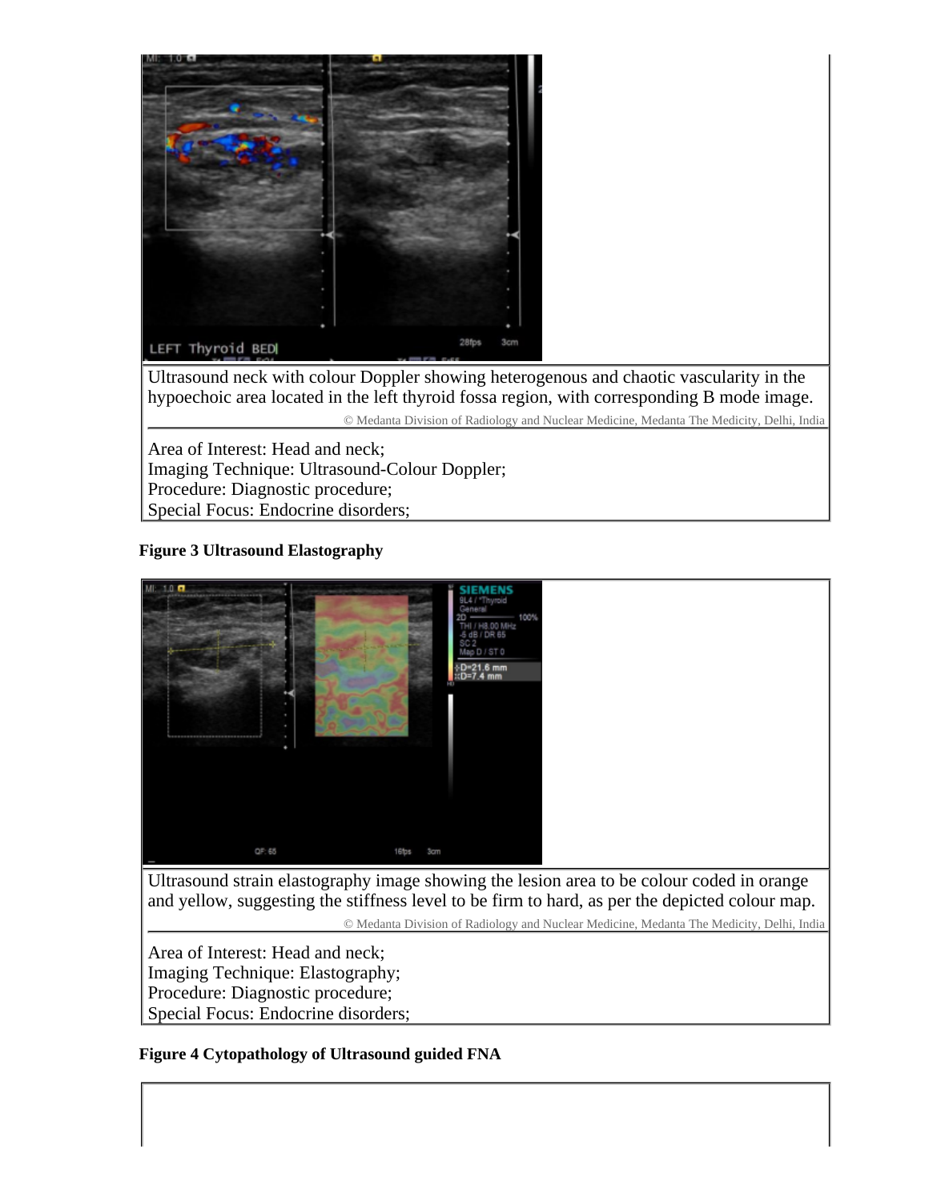Ultrasound neck with colour Doppler showing heterogenous and chaotic vascularity in the hypoechoic area located in the left thyroid fossa region, with corresponding B mode image.

© Medanta Division of Radiology and Nuclear Medicine, Medanta The Medicity, Delhi, India

Area of Interest: Head and neck;
Imaging Technique: Ultrasound-Colour Doppler;
Procedure: Diagnostic procedure;
Special Focus: Endocrine disorders;

**Figure 3 Ultrasound Elastography**

Ultrasound strain elastography image showing the lesion area to be colour coded in orange and yellow, suggesting the stiffness level to be firm to hard, as per the depicted colour map.

© Medanta Division of Radiology and Nuclear Medicine, Medanta The Medicity, Delhi, India

Area of Interest: Head and neck;
Imaging Technique: Elastography;
Procedure: Diagnostic procedure;
Special Focus: Endocrine disorders;

**Figure 4 Cytopathology of Ultrasound guided FNA**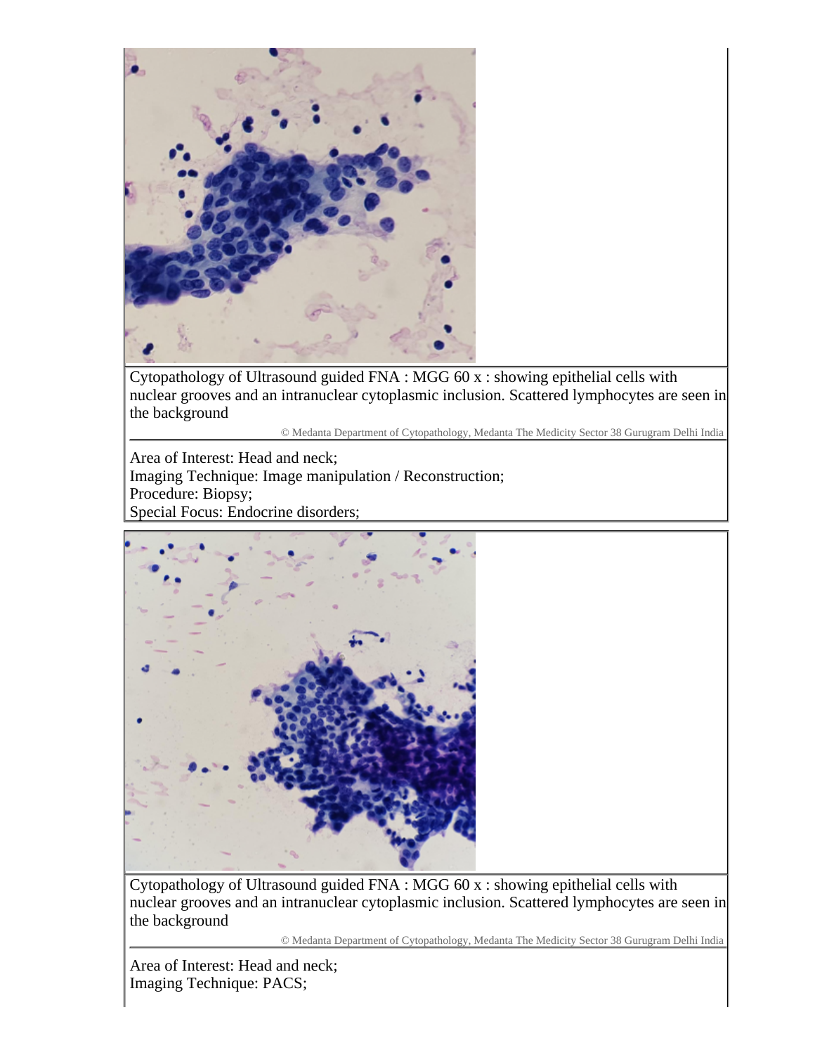Cytopathology of Ultrasound guided FNA : MGG 60 x : showing epithelial cells with nuclear grooves and an intranuclear cytoplasmic inclusion. Scattered lymphocytes are seen in the background

© Medanta Department of Cytopathology, Medanta The Medicity Sector 38 Gurugram Delhi India

Area of Interest: Head and neck;
Imaging Technique: Image manipulation / Reconstruction;
Procedure: Biopsy;
Special Focus: Endocrine disorders;

Cytopathology of Ultrasound guided FNA : MGG 60 x : showing epithelial cells with nuclear grooves and an intranuclear cytoplasmic inclusion. Scattered lymphocytes are seen in the background

© Medanta Department of Cytopathology, Medanta The Medicity Sector 38 Gurugram Delhi India

Area of Interest: Head and neck;
Imaging Technique: PACS;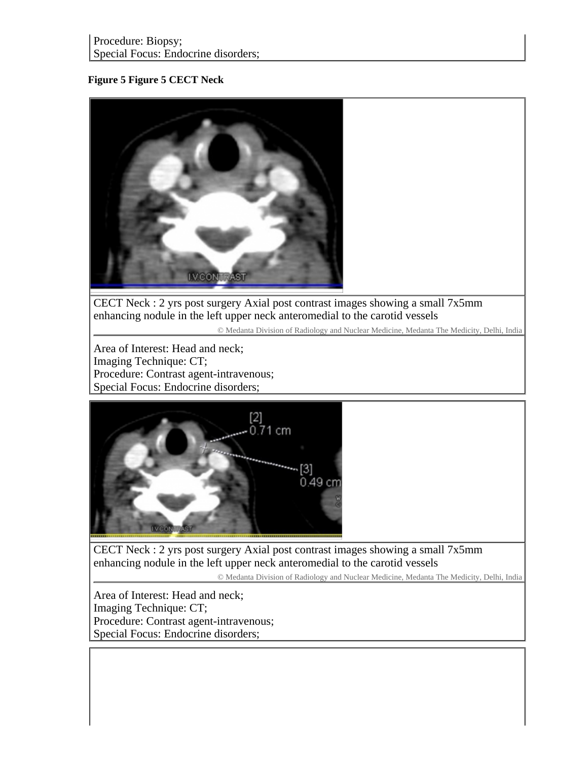Procedure: Biopsy;
Special Focus: Endocrine disorders;

**Figure 5 Figure 5 CECT Neck**

CECT Neck : 2 yrs post surgery Axial post contrast images showing a small 7x5mm enhancing nodule in the left upper neck anteromedial to the carotid vessels

© Medanta Division of Radiology and Nuclear Medicine, Medanta The Medicity, Delhi, India

Area of Interest: Head and neck;
Imaging Technique: CT;
Procedure: Contrast agent-intravenous;
Special Focus: Endocrine disorders;

CECT Neck : 2 yrs post surgery Axial post contrast images showing a small 7x5mm enhancing nodule in the left upper neck anteromedial to the carotid vessels

© Medanta Division of Radiology and Nuclear Medicine, Medanta The Medicity, Delhi, India

Area of Interest: Head and neck;
Imaging Technique: CT;
Procedure: Contrast agent-intravenous;
Special Focus: Endocrine disorders;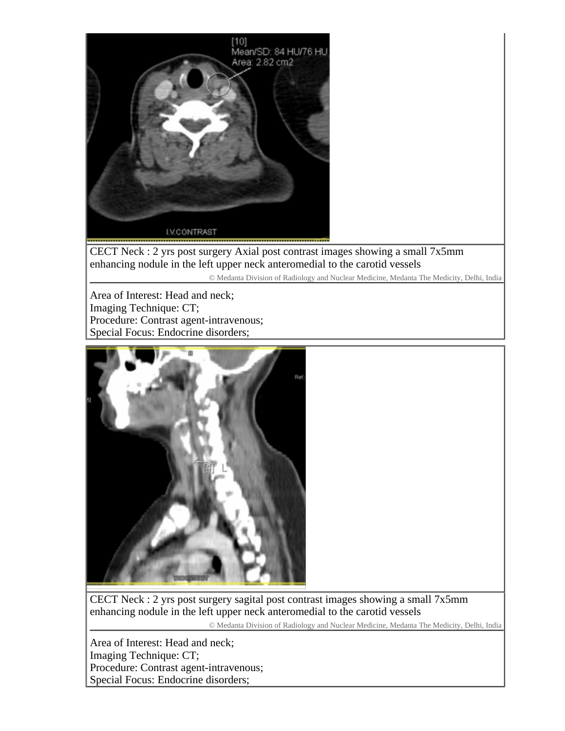CECT Neck : 2 yrs post surgery Axial post contrast images showing a small 7x5mm enhancing nodule in the left upper neck anteromedial to the carotid vessels

© Medanta Division of Radiology and Nuclear Medicine, Medanta The Medicity, Delhi, India

Area of Interest: Head and neck;
Imaging Technique: CT;
Procedure: Contrast agent-intravenous;
Special Focus: Endocrine disorders;

CECT Neck : 2 yrs post surgery sagital post contrast images showing a small 7x5mm enhancing nodule in the left upper neck anteromedial to the carotid vessels

© Medanta Division of Radiology and Nuclear Medicine, Medanta The Medicity, Delhi, India

Area of Interest: Head and neck;
Imaging Technique: CT;
Procedure: Contrast agent-intravenous;
Special Focus: Endocrine disorders;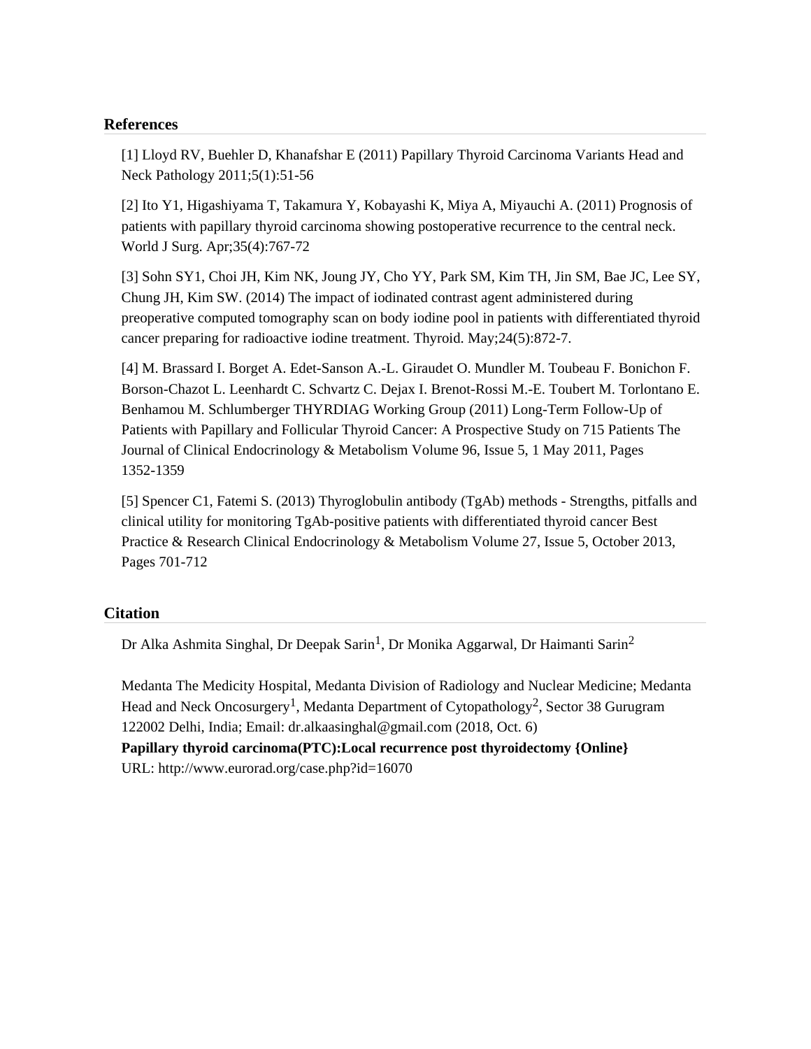## References

[1] Lloyd RV, Buehler D, Khanafshar E (2011) Papillary Thyroid Carcinoma Variants Head and Neck Pathology 2011;5(1):51-56

[2] Ito Y1, Higashiyama T, Takamura Y, Kobayashi K, Miya A, Miyauchi A. (2011) Prognosis of patients with papillary thyroid carcinoma showing postoperative recurrence to the central neck. World J Surg. Apr;35(4):767-72

[3] Sohn SY1, Choi JH, Kim NK, Joung JY, Cho YY, Park SM, Kim TH, Jin SM, Bae JC, Lee SY, Chung JH, Kim SW. (2014) The impact of iodinated contrast agent administered during preoperative computed tomography scan on body iodine pool in patients with differentiated thyroid cancer preparing for radioactive iodine treatment. Thyroid. May;24(5):872-7.

[4] M. Brassard I. Borget A. Edet-Sanson A.-L. Giraudet O. Mundler M. Toubeau F. Bonichon F. Borson-Chazot L. Leenhardt C. Schvartz C. Dejax I. Brenot-Rossi M.-E. Toubert M. Torlontano E. Benhamou M. Schlumberger THYRDIAG Working Group (2011) Long-Term Follow-Up of Patients with Papillary and Follicular Thyroid Cancer: A Prospective Study on 715 Patients The Journal of Clinical Endocrinology & Metabolism Volume 96, Issue 5, 1 May 2011, Pages 1352-1359

[5] Spencer C1, Fatemi S. (2013) Thyroglobulin antibody (TgAb) methods - Strengths, pitfalls and clinical utility for monitoring TgAb-positive patients with differentiated thyroid cancer Best Practice & Research Clinical Endocrinology & Metabolism Volume 27, Issue 5, October 2013, Pages 701-712

## Citation

Dr Alka Ashmita Singhal, Dr Deepak Sarin[1], Dr Monika Aggarwal, Dr Haimanti Sarin[2]

Medanta The Medicity Hospital, Medanta Division of Radiology and Nuclear Medicine; Medanta Head and Neck Oncosurgery[1], Medanta Department of Cytopathology[2], Sector 38 Gurugram 122002 Delhi, India; Email: dr.alkaasinghal@gmail.com (2018, Oct. 6)
**Papillary thyroid carcinoma(PTC):Local recurrence post thyroidectomy {Online}**
URL: http://www.eurorad.org/case.php?id=16070